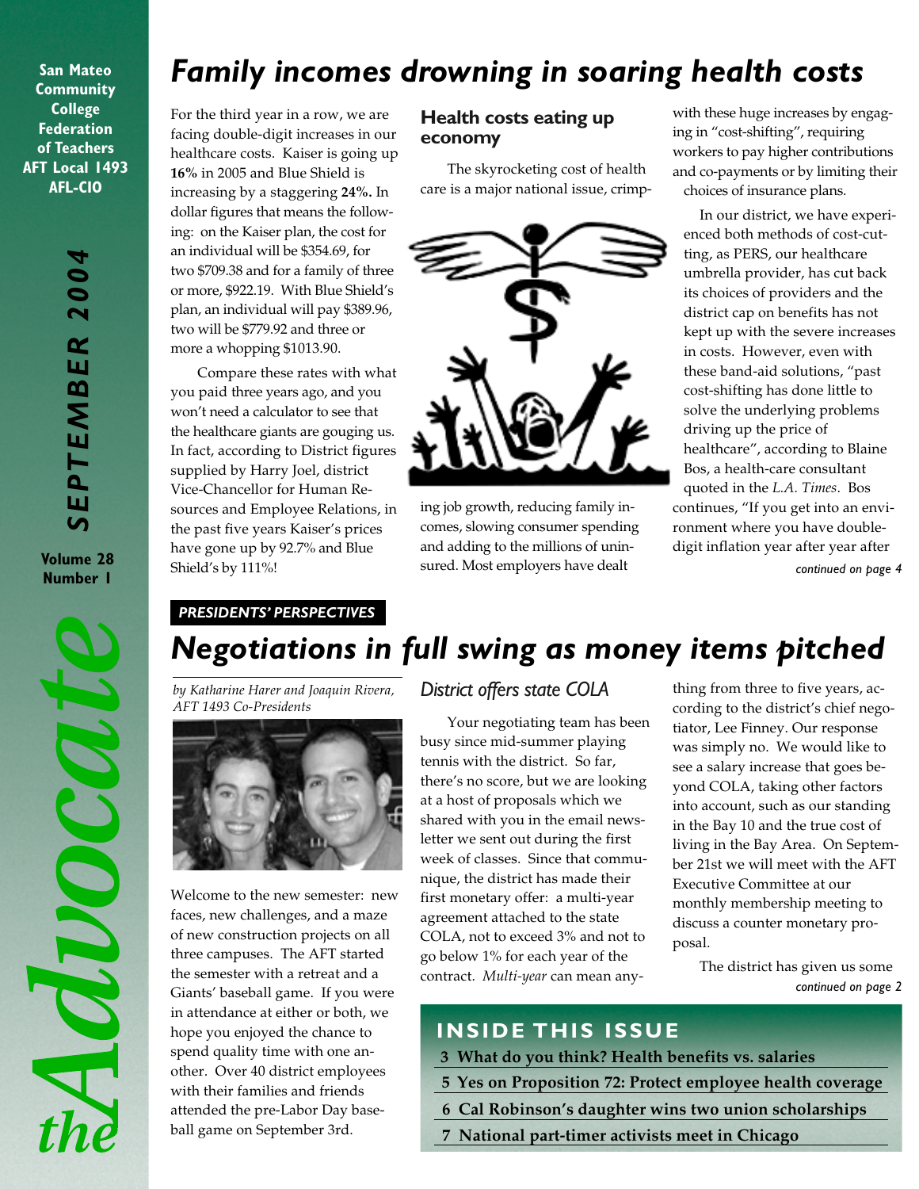San Mateo Community College Federation of Teachers AFT Local 1493 AFL-CIO

**SEPTEMBER 2004**

Volume 28 Number 1

# the Advocate

## Family incomes drowning in soaring health costs

For the third year in a row, we are facing double-digit increases in our healthcare costs. Kaiser is going up **16%** in 2005 and Blue Shield is increasing by a staggering **24%.** In dollar figures that means the following: on the Kaiser plan, the cost for an individual will be $354.69, for two $709.38 and for a family of three or more, $922.19. With Blue Shield's plan, an individual will pay $389.96, two will be $779.92 and three or more a whopping $1013.90.

Compare these rates with what you paid three years ago, and you won't need a calculator to see that the healthcare giants are gouging us. In fact, according to District figures supplied by Harry Joel, district Vice-Chancellor for Human Resources and Employee Relations, in the past five years Kaiser's prices have gone up by 92.7% and Blue Shield's by 111%!

### Health costs eating up economy

The skyrocketing cost of health care is a major national issue, crimping job growth, reducing family incomes, slowing consumer spending and adding to the millions of uninsured. Most employers have dealt with these huge increases by engaging in "cost-shifting", requiring workers to pay higher contributions and co-payments or by limiting their choices of insurance plans.

In our district, we have experienced both methods of cost-cutting, as PERS, our healthcare umbrella provider, has cut back its choices of providers and the district cap on benefits has not kept up with the severe increases in costs. However, even with these band-aid solutions, "past cost-shifting has done little to solve the underlying problems driving up the price of healthcare", according to Blaine Bos, a health-care consultant quoted in the *L.A. Times*. Bos continues, "If you get into an environment where you have double-digit inflation year after year after

*continued on page 4*

**PRESIDENTS' PERSPECTIVES**

## Negotiations in full swing as money items pitched

*by Katharine Harer and Joaquin Rivera, AFT 1493 Co-Presidents*

Welcome to the new semester: new faces, new challenges, and a maze of new construction projects on all three campuses. The AFT started the semester with a retreat and a Giants' baseball game. If you were in attendance at either or both, we hope you enjoyed the chance to spend quality time with one another. Over 40 district employees with their families and friends attended the pre-Labor Day baseball game on September 3rd.

### District offers state COLA

Your negotiating team has been busy since mid-summer playing tennis with the district. So far, there's no score, but we are looking at a host of proposals which we shared with you in the email newsletter we sent out during the first week of classes. Since that communique, the district has made their first monetary offer: a multi-year agreement attached to the state COLA, not to exceed 3% and not to go below 1% for each year of the contract. *Multi-year* can mean anything from three to five years, according to the district's chief negotiator, Lee Finney. Our response was simply no. We would like to see a salary increase that goes beyond COLA, taking other factors into account, such as our standing in the Bay 10 and the true cost of living in the Bay Area. On September 21st we will meet with the AFT Executive Committee at our monthly membership meeting to discuss a counter monetary proposal.

The district has given us some

*continued on page 2*

### INSIDE THIS ISSUE

- **3 What do you think? Health benefits vs. salaries**
- **5 Yes on Proposition 72: Protect employee health coverage**
- **6 Cal Robinson's daughter wins two union scholarships**
- **7 National part-timer activists meet in Chicago**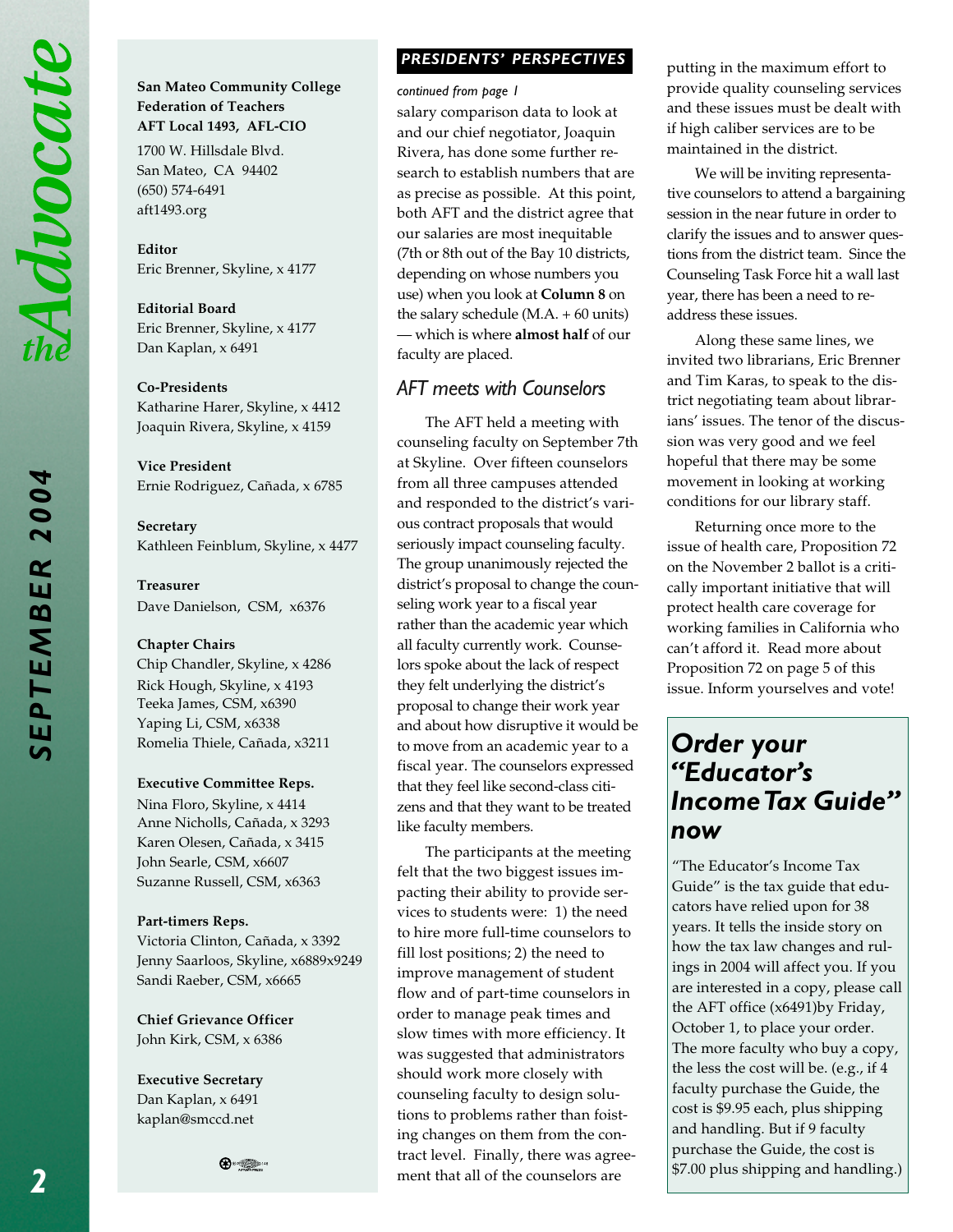**San Mateo Community College Federation of Teachers AFT Local 1493, AFL-CIO**

1700 W. Hillsdale Blvd.
San Mateo, CA 94402
(650) 574-6491
aft1493.org

**Editor**
Eric Brenner, Skyline, x 4177

**Editorial Board**
Eric Brenner, Skyline, x 4177
Dan Kaplan, x 6491

**Co-Presidents**
Katharine Harer, Skyline, x 4412
Joaquin Rivera, Skyline, x 4159

**Vice President**
Ernie Rodriguez, Cañada, x 6785

**Secretary**
Kathleen Feinblum, Skyline, x 4477

**Treasurer**
Dave Danielson, CSM, x6376

**Chapter Chairs**
Chip Chandler, Skyline, x 4286
Rick Hough, Skyline, x 4193
Teeka James, CSM, x6390
Yaping Li, CSM, x6338
Romelia Thiele, Cañada, x3211

**Executive Committee Reps.**
Nina Floro, Skyline, x 4414
Anne Nicholls, Cañada, x 3293
Karen Olesen, Cañada, x 3415
John Searle, CSM, x6607
Suzanne Russell, CSM, x6363

**Part-timers Reps.**
Victoria Clinton, Cañada, x 3392
Jenny Saarloos, Skyline, x6889x9249
Sandi Raeber, CSM, x6665

**Chief Grievance Officer**
John Kirk, CSM, x 6386

**Executive Secretary**
Dan Kaplan, x 6491
kaplan@smccd.net

## PRESIDENTS' PERSPECTIVES

*continued from page 1*

salary comparison data to look at and our chief negotiator, Joaquin Rivera, has done some further research to establish numbers that are as precise as possible. At this point, both AFT and the district agree that our salaries are most inequitable (7th or 8th out of the Bay 10 districts, depending on whose numbers you use) when you look at **Column 8** on the salary schedule (M.A. + 60 units) — which is where **almost half** of our faculty are placed.

### AFT meets with Counselors

The AFT held a meeting with counseling faculty on September 7th at Skyline. Over fifteen counselors from all three campuses attended and responded to the district's various contract proposals that would seriously impact counseling faculty. The group unanimously rejected the district's proposal to change the counseling work year to a fiscal year rather than the academic year which all faculty currently work. Counselors spoke about the lack of respect they felt underlying the district's proposal to change their work year and about how disruptive it would be to move from an academic year to a fiscal year. The counselors expressed that they feel like second-class citizens and that they want to be treated like faculty members.

The participants at the meeting felt that the two biggest issues impacting their ability to provide services to students were: 1) the need to hire more full-time counselors to fill lost positions; 2) the need to improve management of student flow and of part-time counselors in order to manage peak times and slow times with more efficiency. It was suggested that administrators should work more closely with counseling faculty to design solutions to problems rather than foisting changes on them from the contract level. Finally, there was agreement that all of the counselors are putting in the maximum effort to provide quality counseling services and these issues must be dealt with if high caliber services are to be maintained in the district.

We will be inviting representative counselors to attend a bargaining session in the near future in order to clarify the issues and to answer questions from the district team. Since the Counseling Task Force hit a wall last year, there has been a need to re-address these issues.

Along these same lines, we invited two librarians, Eric Brenner and Tim Karas, to speak to the district negotiating team about librarians' issues. The tenor of the discussion was very good and we feel hopeful that there may be some movement in looking at working conditions for our library staff.

Returning once more to the issue of health care, Proposition 72 on the November 2 ballot is a critically important initiative that will protect health care coverage for working families in California who can't afford it. Read more about Proposition 72 on page 5 of this issue. Inform yourselves and vote!

## Order your "Educator's Income Tax Guide" now

"The Educator's Income Tax Guide" is the tax guide that educators have relied upon for 38 years. It tells the inside story on how the tax law changes and rulings in 2004 will affect you. If you are interested in a copy, please call the AFT office (x6491)by Friday, October 1, to place your order. The more faculty who buy a copy, the less the cost will be. (e.g., if 4 faculty purchase the Guide, the cost is $9.95 each, plus shipping and handling. But if 9 faculty purchase the Guide, the cost is $7.00 plus shipping and handling.)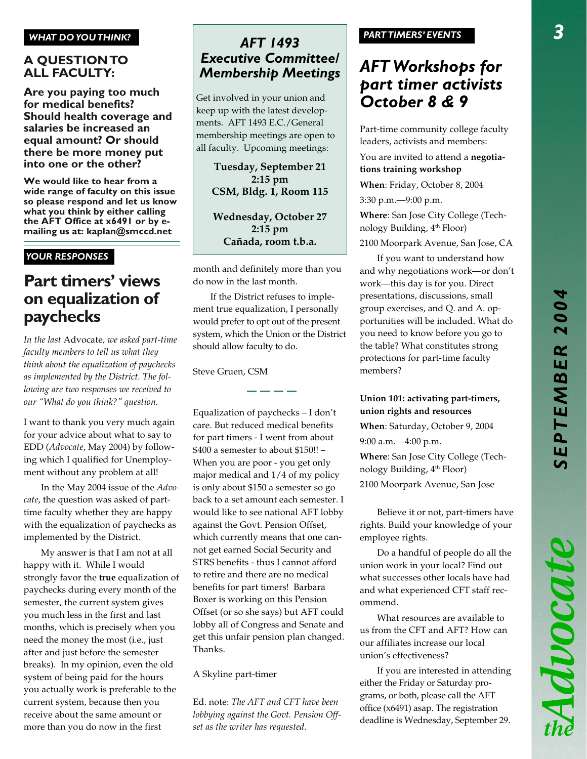*WHAT DO YOU THINK?*

## A QUESTION TO ALL FACULTY:

**Are you paying too much for medical benefits? Should health coverage and salaries be increased an equal amount? Or should there be more money put into one or the other?**

**We would like to hear from a wide range of faculty on this issue so please respond and let us know what you think by either calling the AFT Office at x6491 or by e-mailing us at: kaplan@smccd.net**

*YOUR RESPONSES*

# Part timers' views on equalization of paychecks

*In the last* Advocate*, we asked part-time faculty members to tell us what they think about the equalization of paychecks as implemented by the District. The following are two responses we received to our "What do you think?" question.*

I want to thank you very much again for your advice about what to say to EDD (*Advocate*, May 2004) by following which I qualified for Unemployment without any problem at all!

In the May 2004 issue of the *Advocate*, the question was asked of part-time faculty whether they are happy with the equalization of paychecks as implemented by the District.

My answer is that I am not at all happy with it. While I would strongly favor the **true** equalization of paychecks during every month of the semester, the current system gives you much less in the first and last months, which is precisely when you need the money the most (i.e., just after and just before the semester breaks). In my opinion, even the old system of being paid for the hours you actually work is preferable to the current system, because then you receive about the same amount or more than you do now in the first month and definitely more than you do now in the last month.

If the District refuses to implement true equalization, I personally would prefer to opt out of the present system, which the Union or the District should allow faculty to do.

Steve Gruen, CSM

— — — —

Equalization of paychecks – I don't care. But reduced medical benefits for part timers - I went from about $400 a semester to about $150!! – When you are poor - you get only major medical and 1/4 of my policy is only about $150 a semester so go back to a set amount each semester. I would like to see national AFT lobby against the Govt. Pension Offset, which currently means that one cannot get earned Social Security and STRS benefits - thus I cannot afford to retire and there are no medical benefits for part timers! Barbara Boxer is working on this Pension Offset (or so she says) but AFT could lobby all of Congress and Senate and get this unfair pension plan changed. Thanks.

A Skyline part-timer

Ed. note: *The AFT and CFT have been lobbying against the Govt. Pension Offset as the writer has requested.*

## AFT 1493 Executive Committee/ Membership Meetings

Get involved in your union and keep up with the latest developments. AFT 1493 E.C./General membership meetings are open to all faculty. Upcoming meetings:

**Tuesday, September 21**
**2:15 pm**
**CSM, Bldg. 1, Room 115**

**Wednesday, October 27**
**2:15 pm**
**Cañada, room t.b.a.**

*PART TIMERS' EVENTS*

# AFT Workshops for part timer activists October 8 & 9

Part-time community college faculty leaders, activists and members:

You are invited to attend a **negotiations training workshop**

**When**: Friday, October 8, 2004

3:30 p.m.—9:00 p.m.

**Where**: San Jose City College (Technology Building, 4th Floor)

2100 Moorpark Avenue, San Jose, CA

If you want to understand how and why negotiations work—or don't work—this day is for you. Direct presentations, discussions, small group exercises, and Q. and A. opportunities will be included. What do you need to know before you go to the table? What constitutes strong protections for part-time faculty members?

**Union 101: activating part-timers, union rights and resources**

**When**: Saturday, October 9, 2004

9:00 a.m.—4:00 p.m.

**Where**: San Jose City College (Technology Building, 4th Floor)

2100 Moorpark Avenue, San Jose

Believe it or not, part-timers have rights. Build your knowledge of your employee rights.

Do a handful of people do all the union work in your local? Find out what successes other locals have had and what experienced CFT staff recommend.

What resources are available to us from the CFT and AFT? How can our affiliates increase our local union's effectiveness?

If you are interested in attending either the Friday or Saturday programs, or both, please call the AFT office (x6491) asap. The registration deadline is Wednesday, September 29.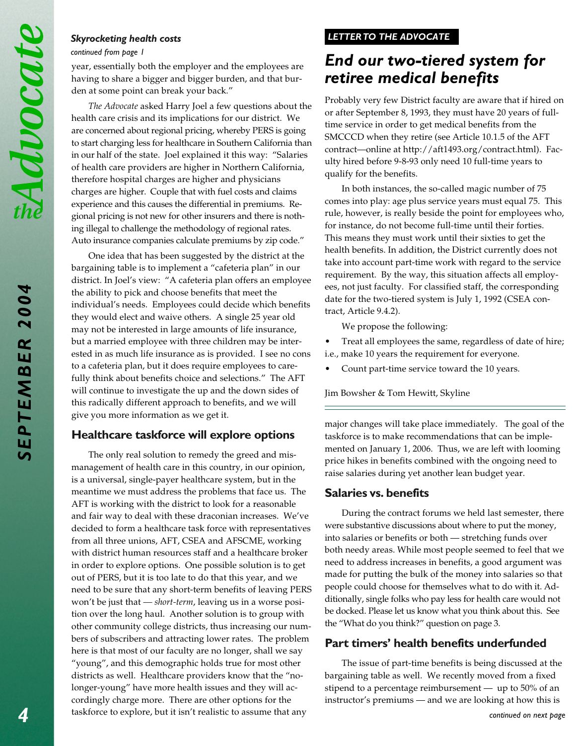### Skyrocketing health costs

*continued from page 1*

year, essentially both the employer and the employees are having to share a bigger and bigger burden, and that burden at some point can break your back."

*The Advocate* asked Harry Joel a few questions about the health care crisis and its implications for our district. We are concerned about regional pricing, whereby PERS is going to start charging less for healthcare in Southern California than in our half of the state. Joel explained it this way: "Salaries of health care providers are higher in Northern California, therefore hospital charges are higher and physicians charges are higher. Couple that with fuel costs and claims experience and this causes the differential in premiums. Regional pricing is not new for other insurers and there is nothing illegal to challenge the methodology of regional rates. Auto insurance companies calculate premiums by zip code."

One idea that has been suggested by the district at the bargaining table is to implement a "cafeteria plan" in our district. In Joel's view: "A cafeteria plan offers an employee the ability to pick and choose benefits that meet the individual's needs. Employees could decide which benefits they would elect and waive others. A single 25 year old may not be interested in large amounts of life insurance, but a married employee with three children may be interested in as much life insurance as is provided. I see no cons to a cafeteria plan, but it does require employees to carefully think about benefits choice and selections." The AFT will continue to investigate the up and the down sides of this radically different approach to benefits, and we will give you more information as we get it.

### Healthcare taskforce will explore options

The only real solution to remedy the greed and mismanagement of health care in this country, in our opinion, is a universal, single-payer healthcare system, but in the meantime we must address the problems that face us. The AFT is working with the district to look for a reasonable and fair way to deal with these draconian increases. We've decided to form a healthcare task force with representatives from all three unions, AFT, CSEA and AFSCME, working with district human resources staff and a healthcare broker in order to explore options. One possible solution is to get out of PERS, but it is too late to do that this year, and we need to be sure that any short-term benefits of leaving PERS won't be just that — *short-term*, leaving us in a worse position over the long haul. Another solution is to group with other community college districts, thus increasing our numbers of subscribers and attracting lower rates. The problem here is that most of our faculty are no longer, shall we say "young", and this demographic holds true for most other districts as well. Healthcare providers know that the "no-longer-young" have more health issues and they will accordingly charge more. There are other options for the taskforce to explore, but it isn't realistic to assume that any major changes will take place immediately. The goal of the taskforce is to make recommendations that can be implemented on January 1, 2006. Thus, we are left with looming price hikes in benefits combined with the ongoing need to raise salaries during yet another lean budget year.

### Salaries vs. benefits

During the contract forums we held last semester, there were substantive discussions about where to put the money, into salaries or benefits or both — stretching funds over both needy areas. While most people seemed to feel that we need to address increases in benefits, a good argument was made for putting the bulk of the money into salaries so that people could choose for themselves what to do with it. Additionally, single folks who pay less for health care would not be docked. Please let us know what you think about this. See the "What do you think?" question on page 3.

### Part timers' health benefits underfunded

The issue of part-time benefits is being discussed at the bargaining table as well. We recently moved from a fixed stipend to a percentage reimbursement — up to 50% of an instructor's premiums — and we are looking at how this is

*continued on next page*

---

*LETTER TO THE ADVOCATE*

## End our two-tiered system for retiree medical benefits

Probably very few District faculty are aware that if hired on or after September 8, 1993, they must have 20 years of full-time service in order to get medical benefits from the SMCCCD when they retire (see Article 10.1.5 of the AFT contract—online at http://aft1493.org/contract.html). Faculty hired before 9-8-93 only need 10 full-time years to qualify for the benefits.

In both instances, the so-called magic number of 75 comes into play: age plus service years must equal 75. This rule, however, is really beside the point for employees who, for instance, do not become full-time until their forties. This means they must work until their sixties to get the health benefits. In addition, the District currently does not take into account part-time work with regard to the service requirement. By the way, this situation affects all employees, not just faculty. For classified staff, the corresponding date for the two-tiered system is July 1, 1992 (CSEA contract, Article 9.4.2).

We propose the following:

- Treat all employees the same, regardless of date of hire; i.e., make 10 years the requirement for everyone.
- Count part-time service toward the 10 years.

Jim Bowsher & Tom Hewitt, Skyline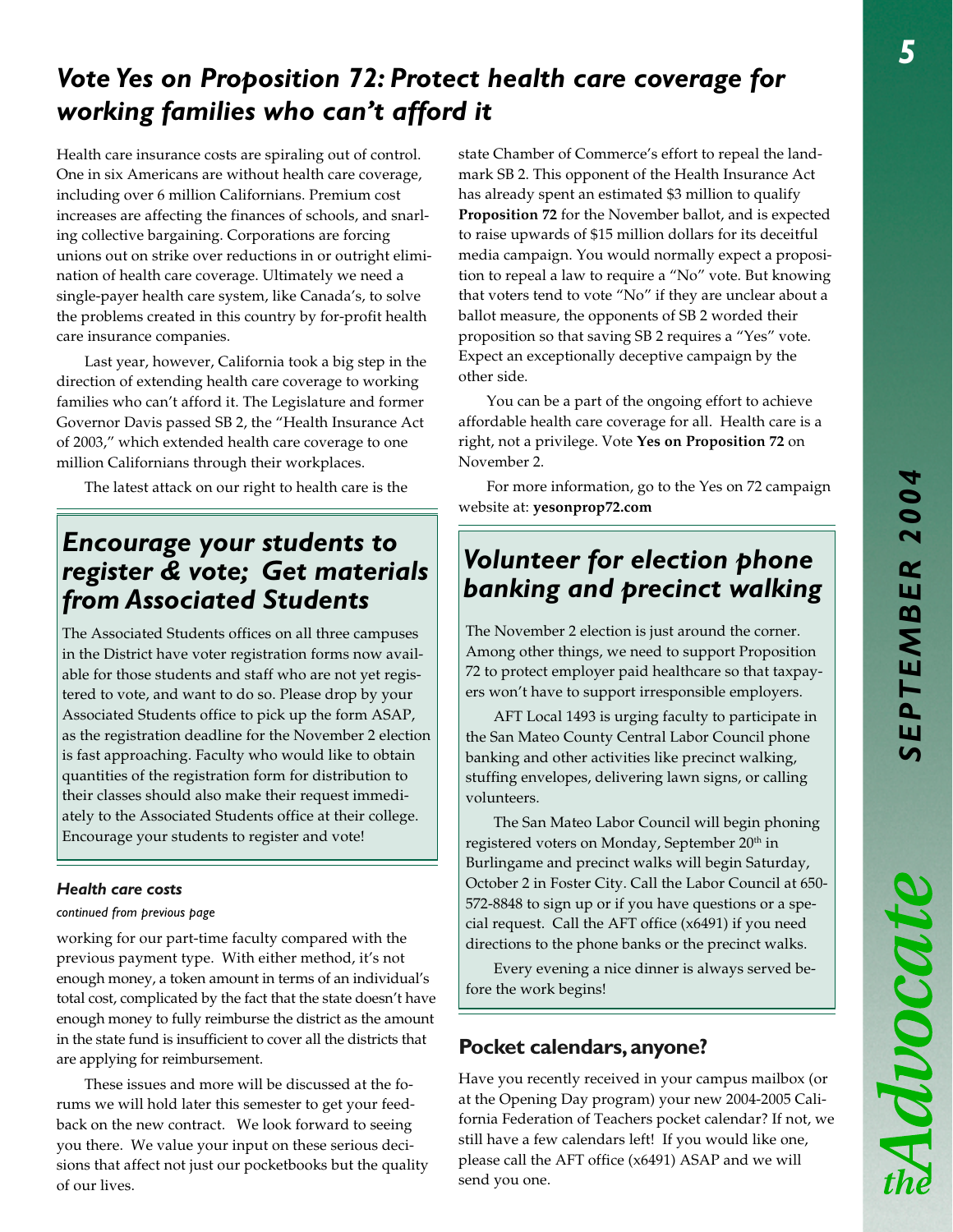## Vote Yes on Proposition 72: Protect health care coverage for working families who can't afford it

Health care insurance costs are spiraling out of control. One in six Americans are without health care coverage, including over 6 million Californians. Premium cost increases are affecting the finances of schools, and snarling collective bargaining. Corporations are forcing unions out on strike over reductions in or outright elimination of health care coverage. Ultimately we need a single-payer health care system, like Canada's, to solve the problems created in this country by for-profit health care insurance companies.

Last year, however, California took a big step in the direction of extending health care coverage to working families who can't afford it. The Legislature and former Governor Davis passed SB 2, the "Health Insurance Act of 2003," which extended health care coverage to one million Californians through their workplaces.

The latest attack on our right to health care is the state Chamber of Commerce's effort to repeal the landmark SB 2. This opponent of the Health Insurance Act has already spent an estimated $3 million to qualify **Proposition 72** for the November ballot, and is expected to raise upwards of $15 million dollars for its deceitful media campaign. You would normally expect a proposition to repeal a law to require a "No" vote. But knowing that voters tend to vote "No" if they are unclear about a ballot measure, the opponents of SB 2 worded their proposition so that saving SB 2 requires a "Yes" vote. Expect an exceptionally deceptive campaign by the other side.

You can be a part of the ongoing effort to achieve affordable health care coverage for all. Health care is a right, not a privilege. Vote **Yes on Proposition 72** on November 2.

For more information, go to the Yes on 72 campaign website at: **yesonprop72.com**

## Encourage your students to register & vote; Get materials from Associated Students

The Associated Students offices on all three campuses in the District have voter registration forms now available for those students and staff who are not yet registered to vote, and want to do so. Please drop by your Associated Students office to pick up the form ASAP, as the registration deadline for the November 2 election is fast approaching. Faculty who would like to obtain quantities of the registration form for distribution to their classes should also make their request immediately to the Associated Students office at their college. Encourage your students to register and vote!

### Health care costs

*continued from previous page*

working for our part-time faculty compared with the previous payment type. With either method, it's not enough money, a token amount in terms of an individual's total cost, complicated by the fact that the state doesn't have enough money to fully reimburse the district as the amount in the state fund is insufficient to cover all the districts that are applying for reimbursement.

These issues and more will be discussed at the forums we will hold later this semester to get your feedback on the new contract. We look forward to seeing you there. We value your input on these serious decisions that affect not just our pocketbooks but the quality of our lives.

## Volunteer for election phone banking and precinct walking

The November 2 election is just around the corner. Among other things, we need to support Proposition 72 to protect employer paid healthcare so that taxpayers won't have to support irresponsible employers.

AFT Local 1493 is urging faculty to participate in the San Mateo County Central Labor Council phone banking and other activities like precinct walking, stuffing envelopes, delivering lawn signs, or calling volunteers.

The San Mateo Labor Council will begin phoning registered voters on Monday, September 20th in Burlingame and precinct walks will begin Saturday, October 2 in Foster City. Call the Labor Council at 650-572-8848 to sign up or if you have questions or a special request. Call the AFT office (x6491) if you need directions to the phone banks or the precinct walks.

Every evening a nice dinner is always served before the work begins!

### Pocket calendars, anyone?

Have you recently received in your campus mailbox (or at the Opening Day program) your new 2004-2005 California Federation of Teachers pocket calendar? If not, we still have a few calendars left! If you would like one, please call the AFT office (x6491) ASAP and we will send you one.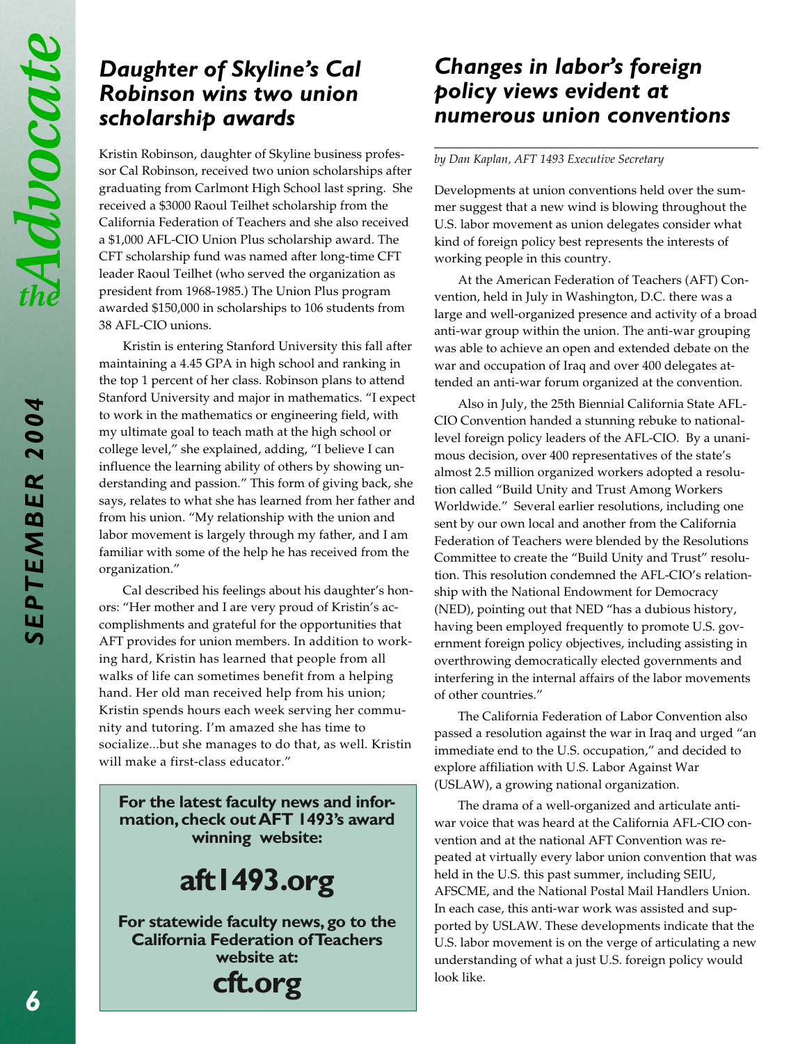## Daughter of Skyline's Cal Robinson wins two union scholarship awards

Kristin Robinson, daughter of Skyline business professor Cal Robinson, received two union scholarships after graduating from Carlmont High School last spring. She received a $3000 Raoul Teilhet scholarship from the California Federation of Teachers and she also received a $1,000 AFL-CIO Union Plus scholarship award. The CFT scholarship fund was named after long-time CFT leader Raoul Teilhet (who served the organization as president from 1968-1985.) The Union Plus program awarded $150,000 in scholarships to 106 students from 38 AFL-CIO unions.

Kristin is entering Stanford University this fall after maintaining a 4.45 GPA in high school and ranking in the top 1 percent of her class. Robinson plans to attend Stanford University and major in mathematics. "I expect to work in the mathematics or engineering field, with my ultimate goal to teach math at the high school or college level," she explained, adding, "I believe I can influence the learning ability of others by showing understanding and passion." This form of giving back, she says, relates to what she has learned from her father and from his union. "My relationship with the union and labor movement is largely through my father, and I am familiar with some of the help he has received from the organization."

Cal described his feelings about his daughter's honors: "Her mother and I are very proud of Kristin's accomplishments and grateful for the opportunities that AFT provides for union members. In addition to working hard, Kristin has learned that people from all walks of life can sometimes benefit from a helping hand. Her old man received help from his union; Kristin spends hours each week serving her community and tutoring. I'm amazed she has time to socialize...but she manages to do that, as well. Kristin will make a first-class educator."

**For the latest faculty news and information, check out AFT 1493's award winning website:**

**aft1493.org**

**For statewide faculty news, go to the California Federation of Teachers website at:**

**cft.org**

## Changes in labor's foreign policy views evident at numerous union conventions

*by Dan Kaplan, AFT 1493 Executive Secretary*

Developments at union conventions held over the summer suggest that a new wind is blowing throughout the U.S. labor movement as union delegates consider what kind of foreign policy best represents the interests of working people in this country.

At the American Federation of Teachers (AFT) Convention, held in July in Washington, D.C. there was a large and well-organized presence and activity of a broad anti-war group within the union. The anti-war grouping was able to achieve an open and extended debate on the war and occupation of Iraq and over 400 delegates attended an anti-war forum organized at the convention.

Also in July, the 25th Biennial California State AFL-CIO Convention handed a stunning rebuke to national-level foreign policy leaders of the AFL-CIO. By a unanimous decision, over 400 representatives of the state's almost 2.5 million organized workers adopted a resolution called "Build Unity and Trust Among Workers Worldwide." Several earlier resolutions, including one sent by our own local and another from the California Federation of Teachers were blended by the Resolutions Committee to create the "Build Unity and Trust" resolution. This resolution condemned the AFL-CIO's relationship with the National Endowment for Democracy (NED), pointing out that NED "has a dubious history, having been employed frequently to promote U.S. government foreign policy objectives, including assisting in overthrowing democratically elected governments and interfering in the internal affairs of the labor movements of other countries."

The California Federation of Labor Convention also passed a resolution against the war in Iraq and urged "an immediate end to the U.S. occupation," and decided to explore affiliation with U.S. Labor Against War (USLAW), a growing national organization.

The drama of a well-organized and articulate anti-war voice that was heard at the California AFL-CIO convention and at the national AFT Convention was repeated at virtually every labor union convention that was held in the U.S. this past summer, including SEIU, AFSCME, and the National Postal Mail Handlers Union. In each case, this anti-war work was assisted and supported by USLAW. These developments indicate that the U.S. labor movement is on the verge of articulating a new understanding of what a just U.S. foreign policy would look like.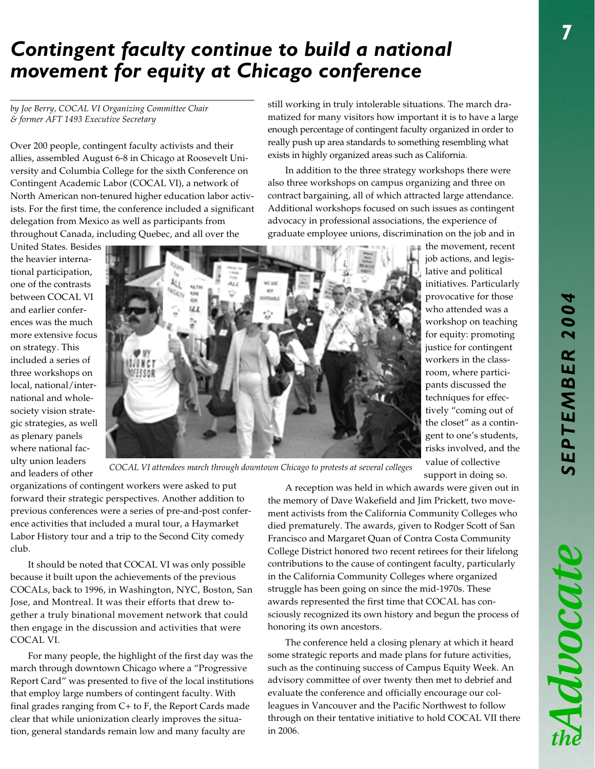# *Contingent faculty continue to build a national movement for equity at Chicago conference*

*by Joe Berry, COCAL VI Organizing Committee Chair & former AFT 1493 Executive Secretary*

Over 200 people, contingent faculty activists and their allies, assembled August 6-8 in Chicago at Roosevelt University and Columbia College for the sixth Conference on Contingent Academic Labor (COCAL VI), a network of North American non-tenured higher education labor activists. For the first time, the conference included a significant delegation from Mexico as well as participants from throughout Canada, including Quebec, and all over the United States. Besides the heavier international participation, one of the contrasts between COCAL VI and earlier conferences was the much more extensive focus on strategy. This included a series of three workshops on local, national/international and whole-society vision strategic strategies, as well as plenary panels where national faculty union leaders and leaders of other organizations of contingent workers were asked to put forward their strategic perspectives. Another addition to previous conferences were a series of pre-and-post conference activities that included a mural tour, a Haymarket Labor History tour and a trip to the Second City comedy club.

It should be noted that COCAL VI was only possible because it built upon the achievements of the previous COCALs, back to 1996, in Washington, NYC, Boston, San Jose, and Montreal. It was their efforts that drew together a truly binational movement network that could then engage in the discussion and activities that were COCAL VI.

For many people, the highlight of the first day was the march through downtown Chicago where a "Progressive Report Card" was presented to five of the local institutions that employ large numbers of contingent faculty. With final grades ranging from C+ to F, the Report Cards made clear that while unionization clearly improves the situation, general standards remain low and many faculty are still working in truly intolerable situations. The march dramatized for many visitors how important it is to have a large enough percentage of contingent faculty organized in order to really push up area standards to something resembling what exists in highly organized areas such as California.

*COCAL VI attendees march through downtown Chicago to protests at several colleges*

In addition to the three strategy workshops there were also three workshops on campus organizing and three on contract bargaining, all of which attracted large attendance. Additional workshops focused on such issues as contingent advocacy in professional associations, the experience of graduate employee unions, discrimination on the job and in the movement, recent job actions, and legislative and political initiatives. Particularly provocative for those who attended was a workshop on teaching for equity: promoting justice for contingent workers in the classroom, where participants discussed the techniques for effectively "coming out of the closet" as a contingent to one's students, risks involved, and the value of collective support in doing so.

A reception was held in which awards were given out in the memory of Dave Wakefield and Jim Prickett, two movement activists from the California Community Colleges who died prematurely. The awards, given to Rodger Scott of San Francisco and Margaret Quan of Contra Costa Community College District honored two recent retirees for their lifelong contributions to the cause of contingent faculty, particularly in the California Community Colleges where organized struggle has been going on since the mid-1970s. These awards represented the first time that COCAL has consciously recognized its own history and begun the process of honoring its own ancestors.

The conference held a closing plenary at which it heard some strategic reports and made plans for future activities, such as the continuing success of Campus Equity Week. An advisory committee of over twenty then met to debrief and evaluate the conference and officially encourage our colleagues in Vancouver and the Pacific Northwest to follow through on their tentative initiative to hold COCAL VII there in 2006.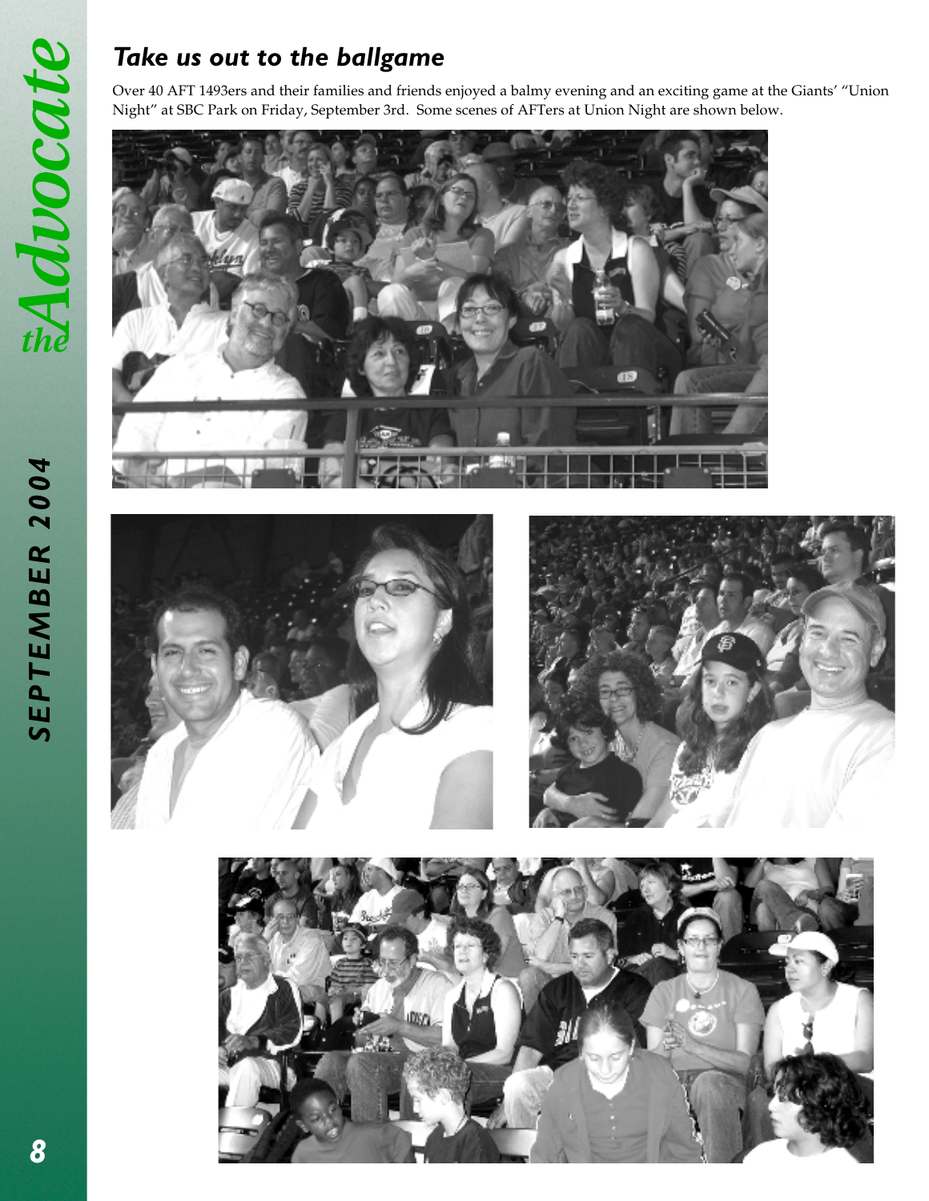## *Take us out to the ballgame*

Over 40 AFT 1493ers and their families and friends enjoyed a balmy evening and an exciting game at the Giants' "Union Night" at SBC Park on Friday, September 3rd. Some scenes of AFTers at Union Night are shown below.